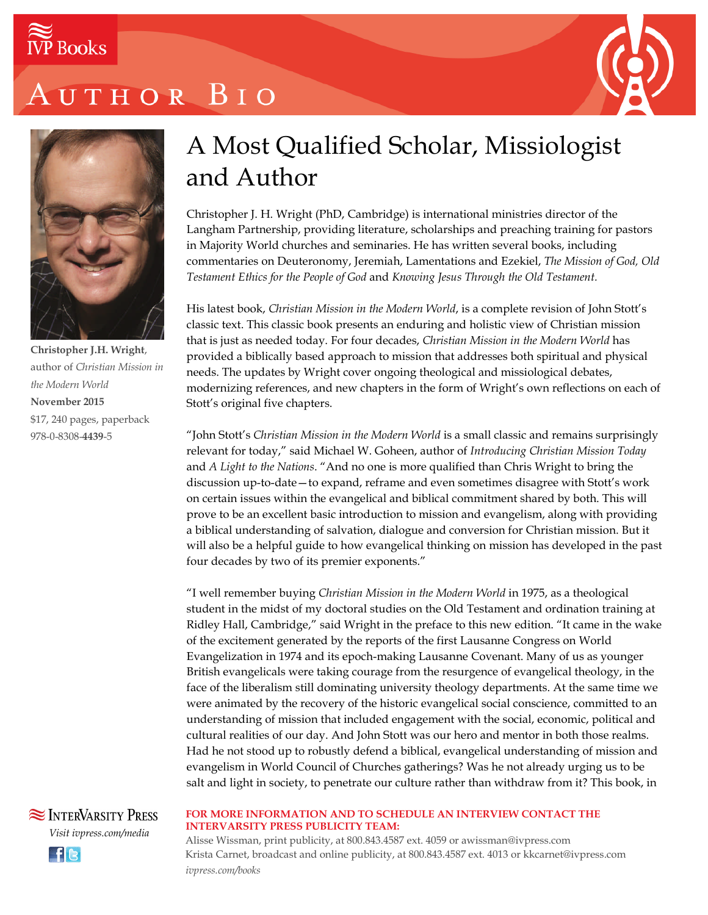IVP Books

# Author Bio

**Christopher J.H. Wright**, author of *Christian Mission in the Modern World*
**November 2015**
$17, 240 pages, paperback
978-0-8308-**4439**-5

## A Most Qualified Scholar, Missiologist and Author

Christopher J. H. Wright (PhD, Cambridge) is international ministries director of the Langham Partnership, providing literature, scholarships and preaching training for pastors in Majority World churches and seminaries. He has written several books, including commentaries on Deuteronomy, Jeremiah, Lamentations and Ezekiel, *The Mission of God, Old Testament Ethics for the People of God* and *Knowing Jesus Through the Old Testament.*

His latest book, *Christian Mission in the Modern World*, is a complete revision of John Stott's classic text. This classic book presents an enduring and holistic view of Christian mission that is just as needed today. For four decades, *Christian Mission in the Modern World* has provided a biblically based approach to mission that addresses both spiritual and physical needs. The updates by Wright cover ongoing theological and missiological debates, modernizing references, and new chapters in the form of Wright's own reflections on each of Stott's original five chapters.

"John Stott's *Christian Mission in the Modern World* is a small classic and remains surprisingly relevant for today," said Michael W. Goheen, author of *Introducing Christian Mission Today* and *A Light to the Nations*. "And no one is more qualified than Chris Wright to bring the discussion up-to-date—to expand, reframe and even sometimes disagree with Stott's work on certain issues within the evangelical and biblical commitment shared by both. This will prove to be an excellent basic introduction to mission and evangelism, along with providing a biblical understanding of salvation, dialogue and conversion for Christian mission. But it will also be a helpful guide to how evangelical thinking on mission has developed in the past four decades by two of its premier exponents."

"I well remember buying *Christian Mission in the Modern World* in 1975, as a theological student in the midst of my doctoral studies on the Old Testament and ordination training at Ridley Hall, Cambridge," said Wright in the preface to this new edition. "It came in the wake of the excitement generated by the reports of the first Lausanne Congress on World Evangelization in 1974 and its epoch-making Lausanne Covenant. Many of us as younger British evangelicals were taking courage from the resurgence of evangelical theology, in the face of the liberalism still dominating university theology departments. At the same time we were animated by the recovery of the historic evangelical social conscience, committed to an understanding of mission that included engagement with the social, economic, political and cultural realities of our day. And John Stott was our hero and mentor in both those realms. Had he not stood up to robustly defend a biblical, evangelical understanding of mission and evangelism in World Council of Churches gatherings? Was he not already urging us to be salt and light in society, to penetrate our culture rather than withdraw from it? This book, in

InterVarsity Press
*Visit ivpress.com/media*

**FOR MORE INFORMATION AND TO SCHEDULE AN INTERVIEW CONTACT THE INTERVARSITY PRESS PUBLICITY TEAM:**
Alisse Wissman, print publicity, at 800.843.4587 ext. 4059 or awissman@ivpress.com
Krista Carnet, broadcast and online publicity, at 800.843.4587 ext. 4013 or kkcarnet@ivpress.com
*ivpress.com/books*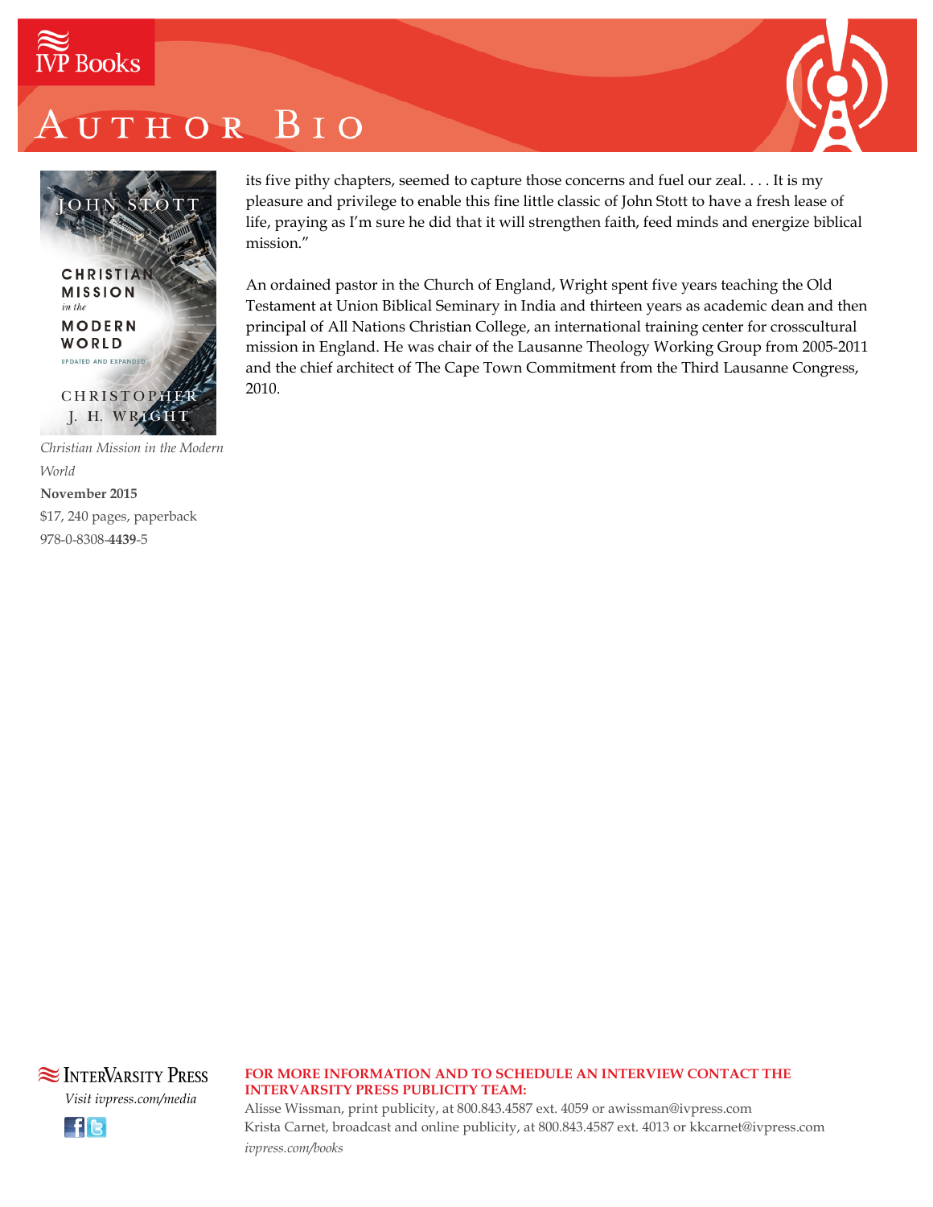# Author Bio

its five pithy chapters, seemed to capture those concerns and fuel our zeal. . . . It is my pleasure and privilege to enable this fine little classic of John Stott to have a fresh lease of life, praying as I'm sure he did that it will strengthen faith, feed minds and energize biblical mission."

An ordained pastor in the Church of England, Wright spent five years teaching the Old Testament at Union Biblical Seminary in India and thirteen years as academic dean and then principal of All Nations Christian College, an international training center for crosscultural mission in England. He was chair of the Lausanne Theology Working Group from 2005-2011 and the chief architect of The Cape Town Commitment from the Third Lausanne Congress, 2010.

*Christian Mission in the Modern World*
**November 2015**
$17, 240 pages, paperback
978-0-8308-**4439**-5

InterVarsity Press
*Visit ivpress.com/media*

**FOR MORE INFORMATION AND TO SCHEDULE AN INTERVIEW CONTACT THE INTERVARSITY PRESS PUBLICITY TEAM:**
Alisse Wissman, print publicity, at 800.843.4587 ext. 4059 or awissman@ivpress.com
Krista Carnet, broadcast and online publicity, at 800.843.4587 ext. 4013 or kkcarnet@ivpress.com
*ivpress.com/books*